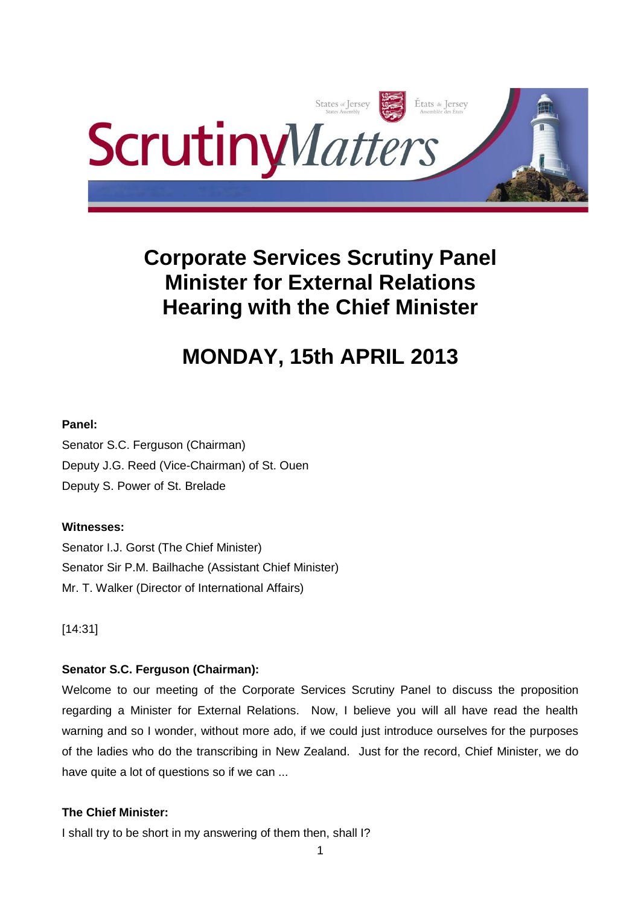# Corporate Services Scrutiny Panel
# Minister for External Relations
# Hearing with the Chief Minister

## MONDAY, 15th APRIL 2013

**Panel:**

Senator S.C. Ferguson (Chairman)
Deputy J.G. Reed (Vice-Chairman) of St. Ouen
Deputy S. Power of St. Brelade

**Witnesses:**

Senator I.J. Gorst (The Chief Minister)
Senator Sir P.M. Bailhache (Assistant Chief Minister)
Mr. T. Walker (Director of International Affairs)

[14:31]

**Senator S.C. Ferguson (Chairman):**

Welcome to our meeting of the Corporate Services Scrutiny Panel to discuss the proposition regarding a Minister for External Relations. Now, I believe you will all have read the health warning and so I wonder, without more ado, if we could just introduce ourselves for the purposes of the ladies who do the transcribing in New Zealand. Just for the record, Chief Minister, we do have quite a lot of questions so if we can ...

**The Chief Minister:**

I shall try to be short in my answering of them then, shall I?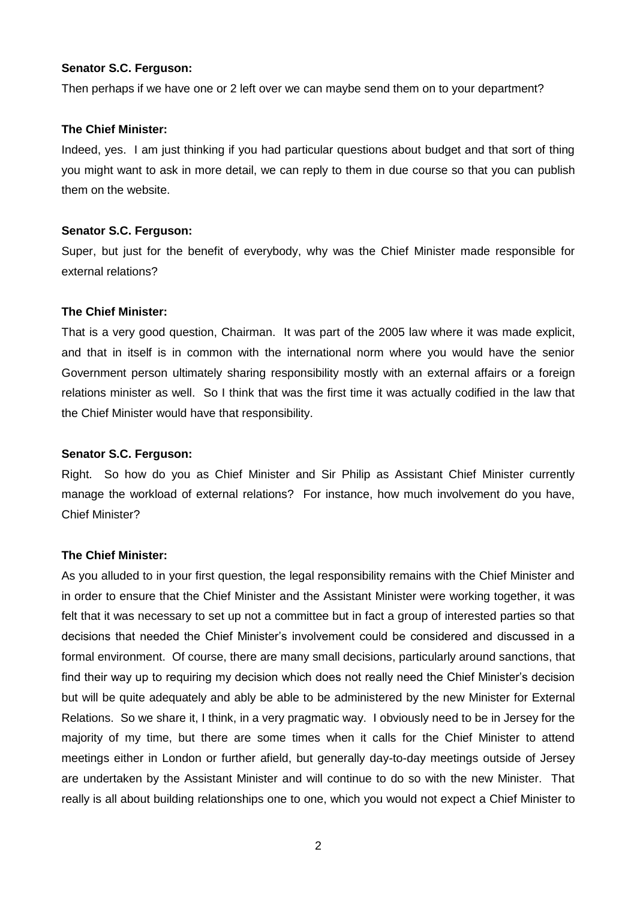**Senator S.C. Ferguson:**

Then perhaps if we have one or 2 left over we can maybe send them on to your department?

**The Chief Minister:**

Indeed, yes. I am just thinking if you had particular questions about budget and that sort of thing you might want to ask in more detail, we can reply to them in due course so that you can publish them on the website.

**Senator S.C. Ferguson:**

Super, but just for the benefit of everybody, why was the Chief Minister made responsible for external relations?

**The Chief Minister:**

That is a very good question, Chairman. It was part of the 2005 law where it was made explicit, and that in itself is in common with the international norm where you would have the senior Government person ultimately sharing responsibility mostly with an external affairs or a foreign relations minister as well. So I think that was the first time it was actually codified in the law that the Chief Minister would have that responsibility.

**Senator S.C. Ferguson:**

Right. So how do you as Chief Minister and Sir Philip as Assistant Chief Minister currently manage the workload of external relations? For instance, how much involvement do you have, Chief Minister?

**The Chief Minister:**

As you alluded to in your first question, the legal responsibility remains with the Chief Minister and in order to ensure that the Chief Minister and the Assistant Minister were working together, it was felt that it was necessary to set up not a committee but in fact a group of interested parties so that decisions that needed the Chief Minister's involvement could be considered and discussed in a formal environment. Of course, there are many small decisions, particularly around sanctions, that find their way up to requiring my decision which does not really need the Chief Minister's decision but will be quite adequately and ably be able to be administered by the new Minister for External Relations. So we share it, I think, in a very pragmatic way. I obviously need to be in Jersey for the majority of my time, but there are some times when it calls for the Chief Minister to attend meetings either in London or further afield, but generally day-to-day meetings outside of Jersey are undertaken by the Assistant Minister and will continue to do so with the new Minister. That really is all about building relationships one to one, which you would not expect a Chief Minister to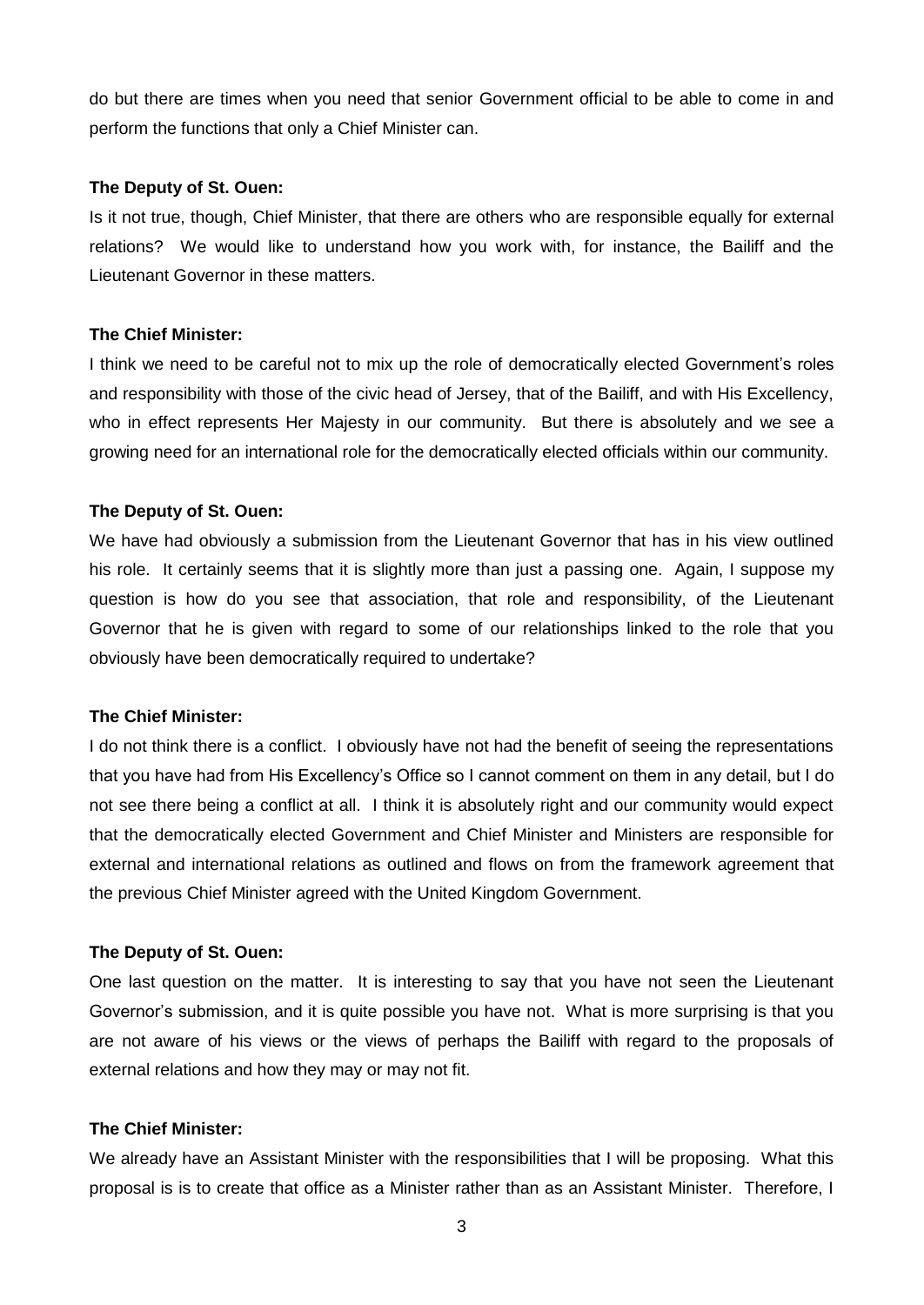do but there are times when you need that senior Government official to be able to come in and perform the functions that only a Chief Minister can.

**The Deputy of St. Ouen:**

Is it not true, though, Chief Minister, that there are others who are responsible equally for external relations? We would like to understand how you work with, for instance, the Bailiff and the Lieutenant Governor in these matters.

**The Chief Minister:**

I think we need to be careful not to mix up the role of democratically elected Government's roles and responsibility with those of the civic head of Jersey, that of the Bailiff, and with His Excellency, who in effect represents Her Majesty in our community. But there is absolutely and we see a growing need for an international role for the democratically elected officials within our community.

**The Deputy of St. Ouen:**

We have had obviously a submission from the Lieutenant Governor that has in his view outlined his role. It certainly seems that it is slightly more than just a passing one. Again, I suppose my question is how do you see that association, that role and responsibility, of the Lieutenant Governor that he is given with regard to some of our relationships linked to the role that you obviously have been democratically required to undertake?

**The Chief Minister:**

I do not think there is a conflict. I obviously have not had the benefit of seeing the representations that you have had from His Excellency's Office so I cannot comment on them in any detail, but I do not see there being a conflict at all. I think it is absolutely right and our community would expect that the democratically elected Government and Chief Minister and Ministers are responsible for external and international relations as outlined and flows on from the framework agreement that the previous Chief Minister agreed with the United Kingdom Government.

**The Deputy of St. Ouen:**

One last question on the matter. It is interesting to say that you have not seen the Lieutenant Governor's submission, and it is quite possible you have not. What is more surprising is that you are not aware of his views or the views of perhaps the Bailiff with regard to the proposals of external relations and how they may or may not fit.

**The Chief Minister:**

We already have an Assistant Minister with the responsibilities that I will be proposing. What this proposal is is to create that office as a Minister rather than as an Assistant Minister. Therefore, I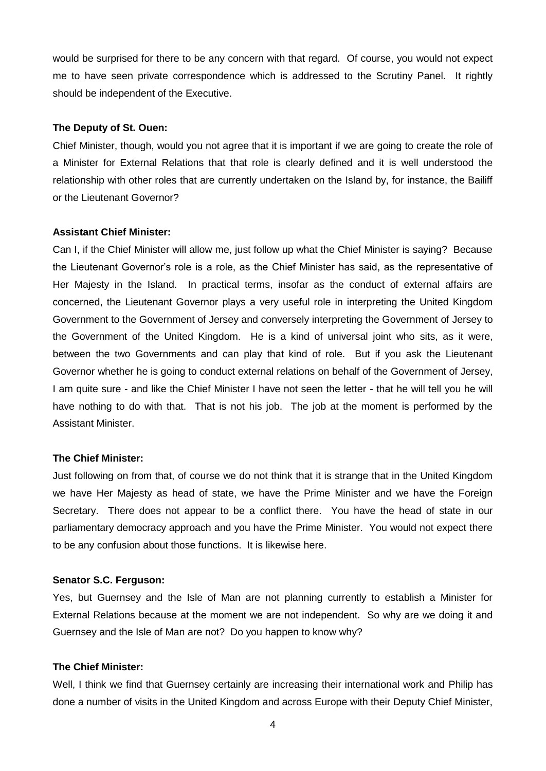would be surprised for there to be any concern with that regard. Of course, you would not expect me to have seen private correspondence which is addressed to the Scrutiny Panel. It rightly should be independent of the Executive.

**The Deputy of St. Ouen:**

Chief Minister, though, would you not agree that it is important if we are going to create the role of a Minister for External Relations that that role is clearly defined and it is well understood the relationship with other roles that are currently undertaken on the Island by, for instance, the Bailiff or the Lieutenant Governor?

**Assistant Chief Minister:**

Can I, if the Chief Minister will allow me, just follow up what the Chief Minister is saying? Because the Lieutenant Governor's role is a role, as the Chief Minister has said, as the representative of Her Majesty in the Island. In practical terms, insofar as the conduct of external affairs are concerned, the Lieutenant Governor plays a very useful role in interpreting the United Kingdom Government to the Government of Jersey and conversely interpreting the Government of Jersey to the Government of the United Kingdom. He is a kind of universal joint who sits, as it were, between the two Governments and can play that kind of role. But if you ask the Lieutenant Governor whether he is going to conduct external relations on behalf of the Government of Jersey, I am quite sure - and like the Chief Minister I have not seen the letter - that he will tell you he will have nothing to do with that. That is not his job. The job at the moment is performed by the Assistant Minister.

**The Chief Minister:**

Just following on from that, of course we do not think that it is strange that in the United Kingdom we have Her Majesty as head of state, we have the Prime Minister and we have the Foreign Secretary. There does not appear to be a conflict there. You have the head of state in our parliamentary democracy approach and you have the Prime Minister. You would not expect there to be any confusion about those functions. It is likewise here.

**Senator S.C. Ferguson:**

Yes, but Guernsey and the Isle of Man are not planning currently to establish a Minister for External Relations because at the moment we are not independent. So why are we doing it and Guernsey and the Isle of Man are not? Do you happen to know why?

**The Chief Minister:**

Well, I think we find that Guernsey certainly are increasing their international work and Philip has done a number of visits in the United Kingdom and across Europe with their Deputy Chief Minister,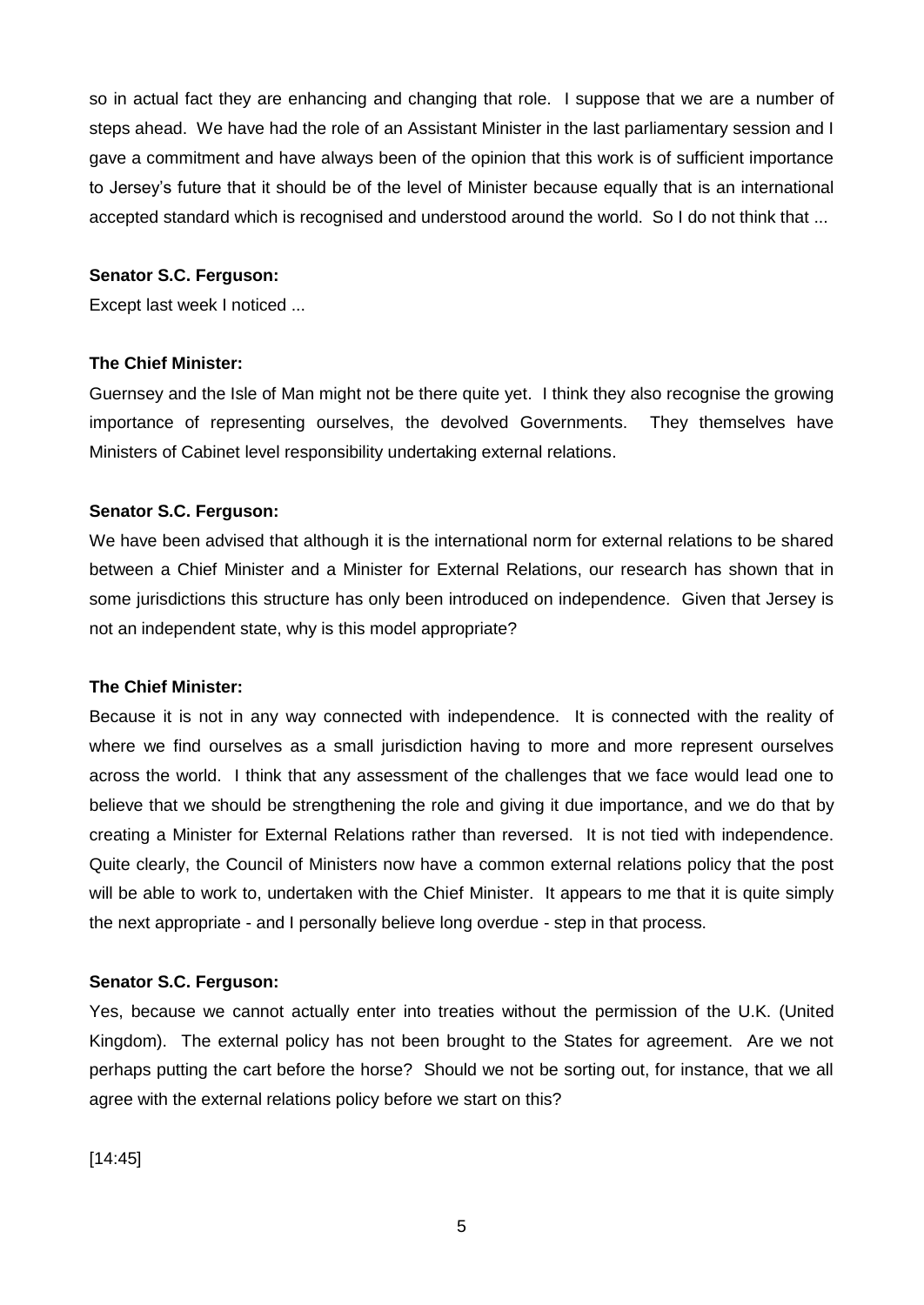so in actual fact they are enhancing and changing that role. I suppose that we are a number of steps ahead. We have had the role of an Assistant Minister in the last parliamentary session and I gave a commitment and have always been of the opinion that this work is of sufficient importance to Jersey's future that it should be of the level of Minister because equally that is an international accepted standard which is recognised and understood around the world. So I do not think that ...

**Senator S.C. Ferguson:**

Except last week I noticed ...

**The Chief Minister:**

Guernsey and the Isle of Man might not be there quite yet. I think they also recognise the growing importance of representing ourselves, the devolved Governments. They themselves have Ministers of Cabinet level responsibility undertaking external relations.

**Senator S.C. Ferguson:**

We have been advised that although it is the international norm for external relations to be shared between a Chief Minister and a Minister for External Relations, our research has shown that in some jurisdictions this structure has only been introduced on independence. Given that Jersey is not an independent state, why is this model appropriate?

**The Chief Minister:**

Because it is not in any way connected with independence. It is connected with the reality of where we find ourselves as a small jurisdiction having to more and more represent ourselves across the world. I think that any assessment of the challenges that we face would lead one to believe that we should be strengthening the role and giving it due importance, and we do that by creating a Minister for External Relations rather than reversed. It is not tied with independence. Quite clearly, the Council of Ministers now have a common external relations policy that the post will be able to work to, undertaken with the Chief Minister. It appears to me that it is quite simply the next appropriate - and I personally believe long overdue - step in that process.

**Senator S.C. Ferguson:**

Yes, because we cannot actually enter into treaties without the permission of the U.K. (United Kingdom). The external policy has not been brought to the States for agreement. Are we not perhaps putting the cart before the horse? Should we not be sorting out, for instance, that we all agree with the external relations policy before we start on this?

[14:45]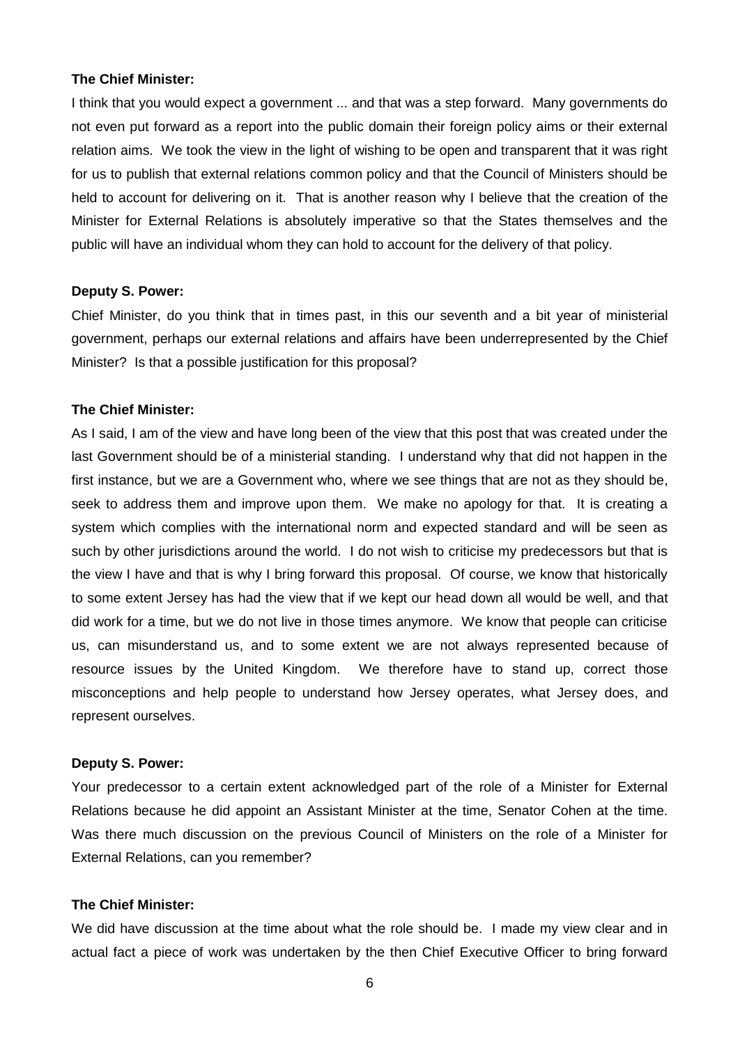**The Chief Minister:**

I think that you would expect a government ... and that was a step forward. Many governments do not even put forward as a report into the public domain their foreign policy aims or their external relation aims. We took the view in the light of wishing to be open and transparent that it was right for us to publish that external relations common policy and that the Council of Ministers should be held to account for delivering on it. That is another reason why I believe that the creation of the Minister for External Relations is absolutely imperative so that the States themselves and the public will have an individual whom they can hold to account for the delivery of that policy.

**Deputy S. Power:**

Chief Minister, do you think that in times past, in this our seventh and a bit year of ministerial government, perhaps our external relations and affairs have been underrepresented by the Chief Minister? Is that a possible justification for this proposal?

**The Chief Minister:**

As I said, I am of the view and have long been of the view that this post that was created under the last Government should be of a ministerial standing. I understand why that did not happen in the first instance, but we are a Government who, where we see things that are not as they should be, seek to address them and improve upon them. We make no apology for that. It is creating a system which complies with the international norm and expected standard and will be seen as such by other jurisdictions around the world. I do not wish to criticise my predecessors but that is the view I have and that is why I bring forward this proposal. Of course, we know that historically to some extent Jersey has had the view that if we kept our head down all would be well, and that did work for a time, but we do not live in those times anymore. We know that people can criticise us, can misunderstand us, and to some extent we are not always represented because of resource issues by the United Kingdom. We therefore have to stand up, correct those misconceptions and help people to understand how Jersey operates, what Jersey does, and represent ourselves.

**Deputy S. Power:**

Your predecessor to a certain extent acknowledged part of the role of a Minister for External Relations because he did appoint an Assistant Minister at the time, Senator Cohen at the time. Was there much discussion on the previous Council of Ministers on the role of a Minister for External Relations, can you remember?

**The Chief Minister:**

We did have discussion at the time about what the role should be. I made my view clear and in actual fact a piece of work was undertaken by the then Chief Executive Officer to bring forward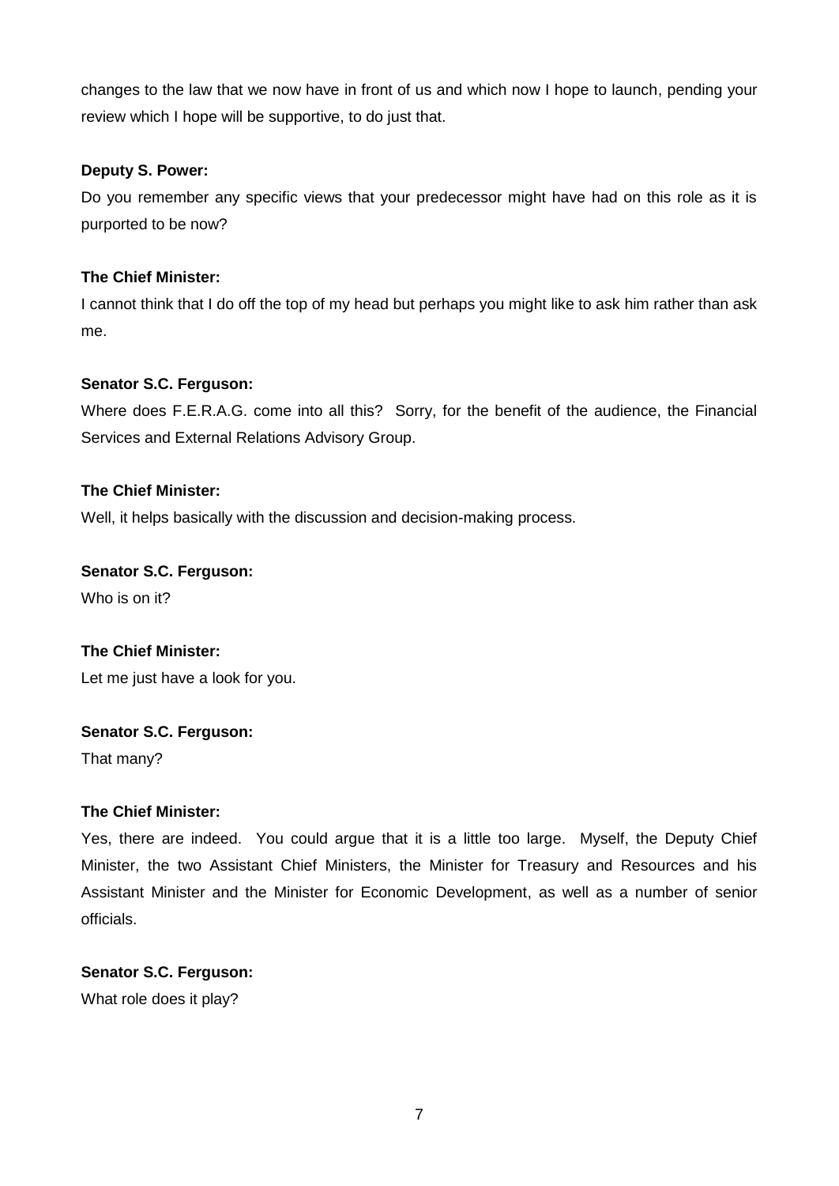changes to the law that we now have in front of us and which now I hope to launch, pending your review which I hope will be supportive, to do just that.

**Deputy S. Power:**

Do you remember any specific views that your predecessor might have had on this role as it is purported to be now?

**The Chief Minister:**

I cannot think that I do off the top of my head but perhaps you might like to ask him rather than ask me.

**Senator S.C. Ferguson:**

Where does F.E.R.A.G. come into all this? Sorry, for the benefit of the audience, the Financial Services and External Relations Advisory Group.

**The Chief Minister:**

Well, it helps basically with the discussion and decision-making process.

**Senator S.C. Ferguson:**

Who is on it?

**The Chief Minister:**

Let me just have a look for you.

**Senator S.C. Ferguson:**

That many?

**The Chief Minister:**

Yes, there are indeed. You could argue that it is a little too large. Myself, the Deputy Chief Minister, the two Assistant Chief Ministers, the Minister for Treasury and Resources and his Assistant Minister and the Minister for Economic Development, as well as a number of senior officials.

**Senator S.C. Ferguson:**

What role does it play?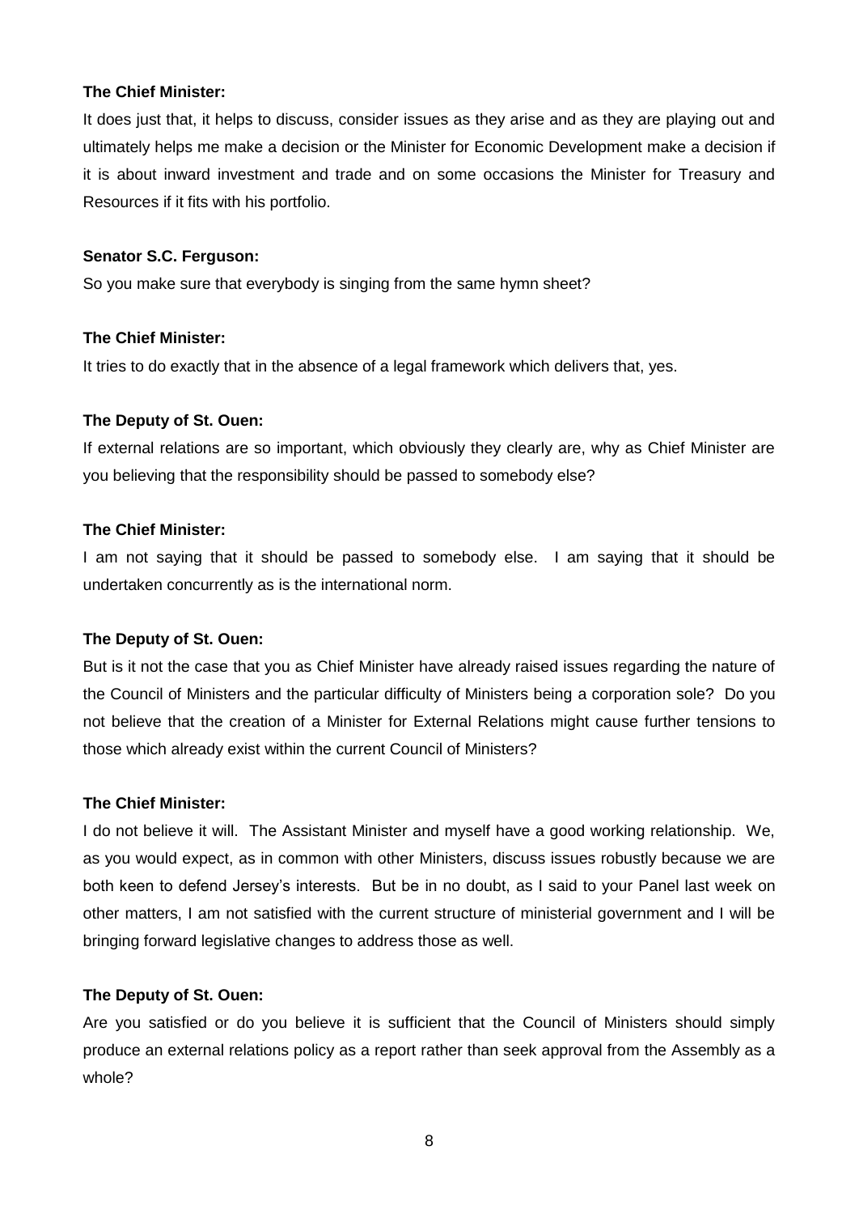**The Chief Minister:**

It does just that, it helps to discuss, consider issues as they arise and as they are playing out and ultimately helps me make a decision or the Minister for Economic Development make a decision if it is about inward investment and trade and on some occasions the Minister for Treasury and Resources if it fits with his portfolio.

**Senator S.C. Ferguson:**

So you make sure that everybody is singing from the same hymn sheet?

**The Chief Minister:**

It tries to do exactly that in the absence of a legal framework which delivers that, yes.

**The Deputy of St. Ouen:**

If external relations are so important, which obviously they clearly are, why as Chief Minister are you believing that the responsibility should be passed to somebody else?

**The Chief Minister:**

I am not saying that it should be passed to somebody else. I am saying that it should be undertaken concurrently as is the international norm.

**The Deputy of St. Ouen:**

But is it not the case that you as Chief Minister have already raised issues regarding the nature of the Council of Ministers and the particular difficulty of Ministers being a corporation sole? Do you not believe that the creation of a Minister for External Relations might cause further tensions to those which already exist within the current Council of Ministers?

**The Chief Minister:**

I do not believe it will. The Assistant Minister and myself have a good working relationship. We, as you would expect, as in common with other Ministers, discuss issues robustly because we are both keen to defend Jersey's interests. But be in no doubt, as I said to your Panel last week on other matters, I am not satisfied with the current structure of ministerial government and I will be bringing forward legislative changes to address those as well.

**The Deputy of St. Ouen:**

Are you satisfied or do you believe it is sufficient that the Council of Ministers should simply produce an external relations policy as a report rather than seek approval from the Assembly as a whole?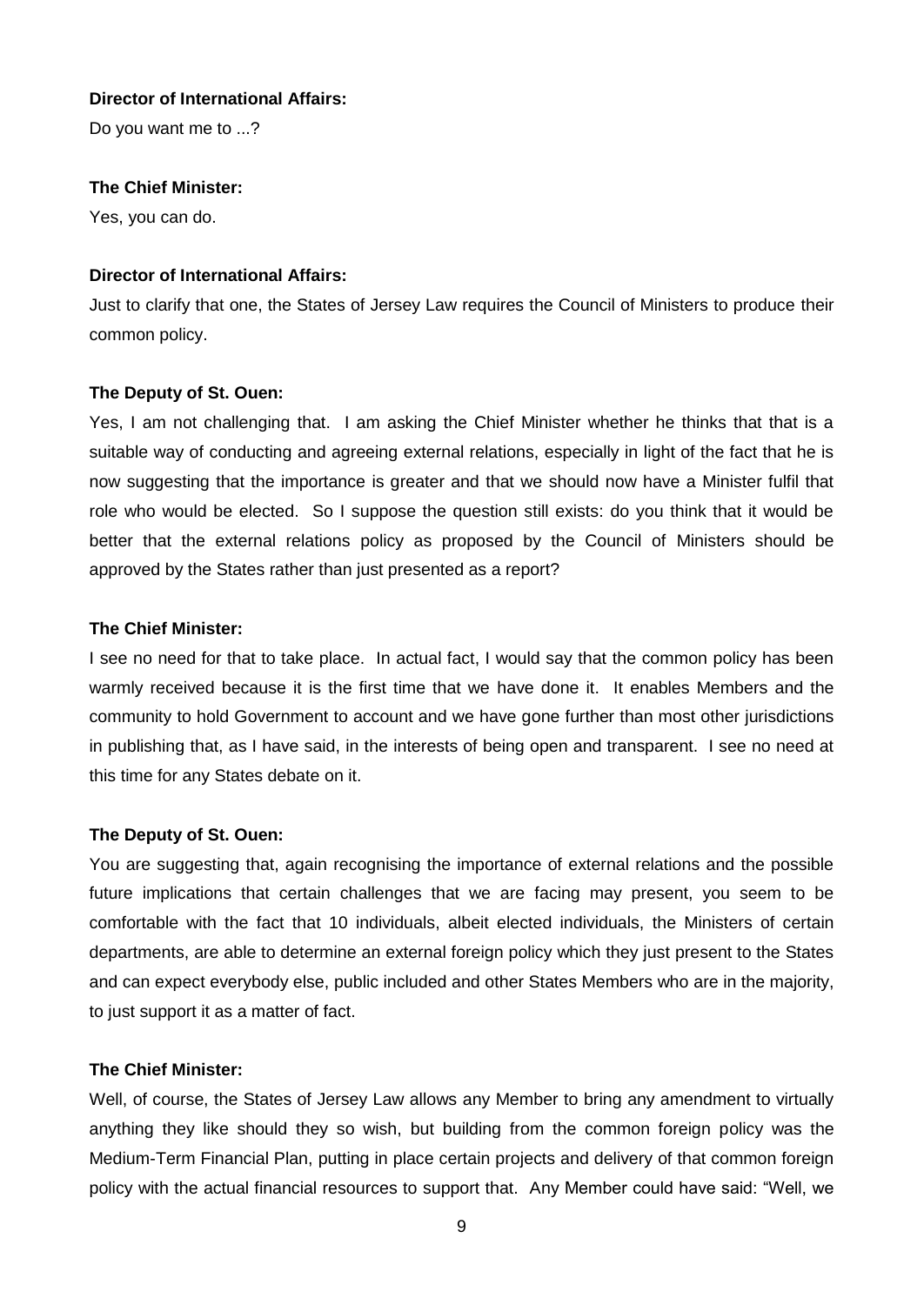**Director of International Affairs:**

Do you want me to ...?

**The Chief Minister:**

Yes, you can do.

**Director of International Affairs:**

Just to clarify that one, the States of Jersey Law requires the Council of Ministers to produce their common policy.

**The Deputy of St. Ouen:**

Yes, I am not challenging that. I am asking the Chief Minister whether he thinks that that is a suitable way of conducting and agreeing external relations, especially in light of the fact that he is now suggesting that the importance is greater and that we should now have a Minister fulfil that role who would be elected. So I suppose the question still exists: do you think that it would be better that the external relations policy as proposed by the Council of Ministers should be approved by the States rather than just presented as a report?

**The Chief Minister:**

I see no need for that to take place. In actual fact, I would say that the common policy has been warmly received because it is the first time that we have done it. It enables Members and the community to hold Government to account and we have gone further than most other jurisdictions in publishing that, as I have said, in the interests of being open and transparent. I see no need at this time for any States debate on it.

**The Deputy of St. Ouen:**

You are suggesting that, again recognising the importance of external relations and the possible future implications that certain challenges that we are facing may present, you seem to be comfortable with the fact that 10 individuals, albeit elected individuals, the Ministers of certain departments, are able to determine an external foreign policy which they just present to the States and can expect everybody else, public included and other States Members who are in the majority, to just support it as a matter of fact.

**The Chief Minister:**

Well, of course, the States of Jersey Law allows any Member to bring any amendment to virtually anything they like should they so wish, but building from the common foreign policy was the Medium-Term Financial Plan, putting in place certain projects and delivery of that common foreign policy with the actual financial resources to support that. Any Member could have said: "Well, we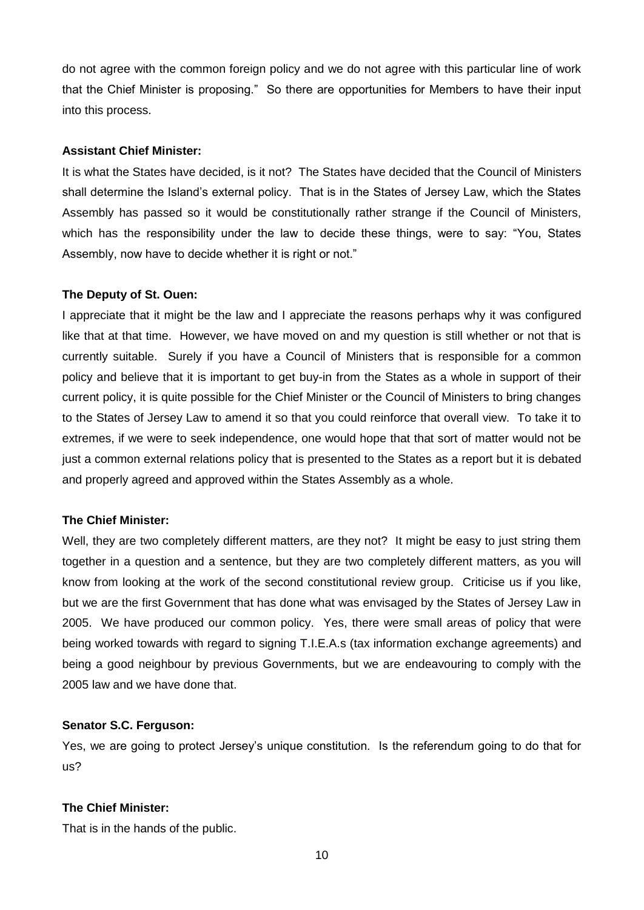do not agree with the common foreign policy and we do not agree with this particular line of work that the Chief Minister is proposing." So there are opportunities for Members to have their input into this process.

**Assistant Chief Minister:**

It is what the States have decided, is it not? The States have decided that the Council of Ministers shall determine the Island's external policy. That is in the States of Jersey Law, which the States Assembly has passed so it would be constitutionally rather strange if the Council of Ministers, which has the responsibility under the law to decide these things, were to say: "You, States Assembly, now have to decide whether it is right or not."

**The Deputy of St. Ouen:**

I appreciate that it might be the law and I appreciate the reasons perhaps why it was configured like that at that time. However, we have moved on and my question is still whether or not that is currently suitable. Surely if you have a Council of Ministers that is responsible for a common policy and believe that it is important to get buy-in from the States as a whole in support of their current policy, it is quite possible for the Chief Minister or the Council of Ministers to bring changes to the States of Jersey Law to amend it so that you could reinforce that overall view. To take it to extremes, if we were to seek independence, one would hope that that sort of matter would not be just a common external relations policy that is presented to the States as a report but it is debated and properly agreed and approved within the States Assembly as a whole.

**The Chief Minister:**

Well, they are two completely different matters, are they not? It might be easy to just string them together in a question and a sentence, but they are two completely different matters, as you will know from looking at the work of the second constitutional review group. Criticise us if you like, but we are the first Government that has done what was envisaged by the States of Jersey Law in 2005. We have produced our common policy. Yes, there were small areas of policy that were being worked towards with regard to signing T.I.E.A.s (tax information exchange agreements) and being a good neighbour by previous Governments, but we are endeavouring to comply with the 2005 law and we have done that.

**Senator S.C. Ferguson:**

Yes, we are going to protect Jersey's unique constitution. Is the referendum going to do that for us?

**The Chief Minister:**

That is in the hands of the public.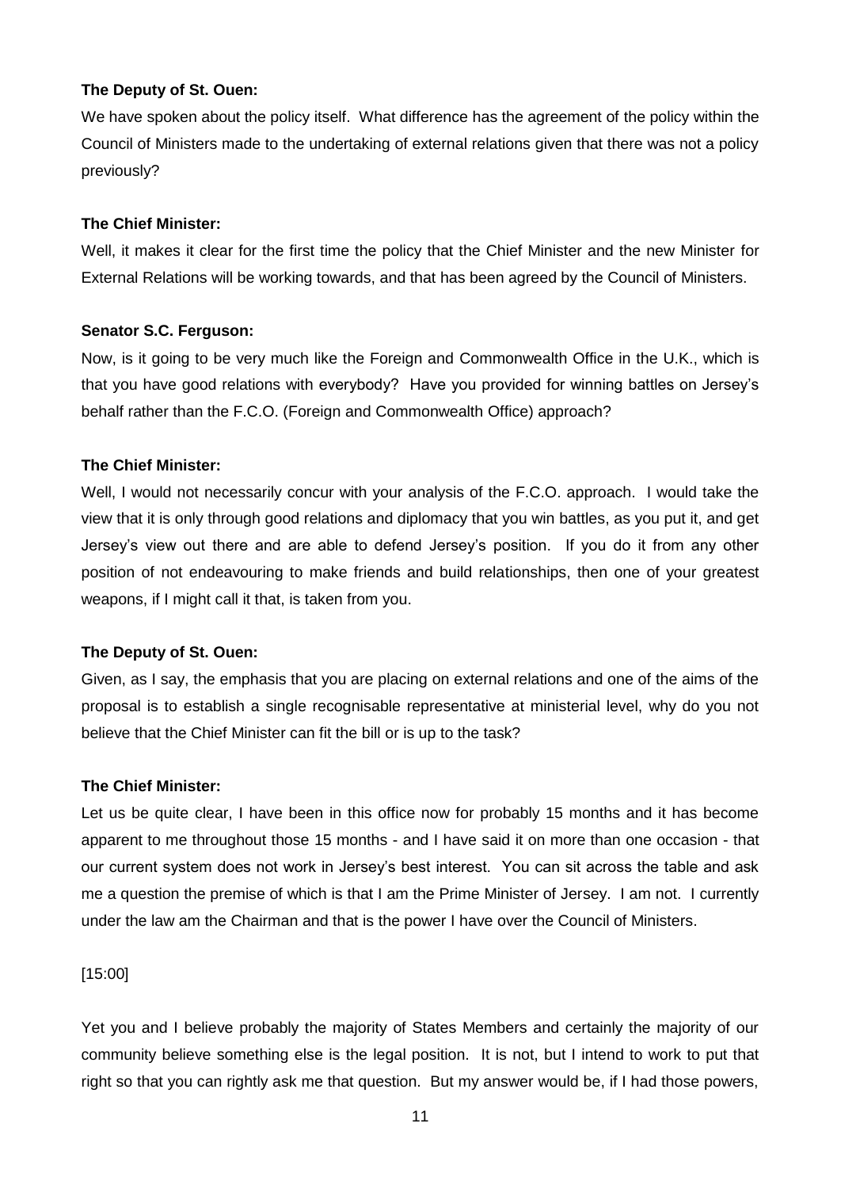**The Deputy of St. Ouen:**

We have spoken about the policy itself. What difference has the agreement of the policy within the Council of Ministers made to the undertaking of external relations given that there was not a policy previously?

**The Chief Minister:**

Well, it makes it clear for the first time the policy that the Chief Minister and the new Minister for External Relations will be working towards, and that has been agreed by the Council of Ministers.

**Senator S.C. Ferguson:**

Now, is it going to be very much like the Foreign and Commonwealth Office in the U.K., which is that you have good relations with everybody? Have you provided for winning battles on Jersey's behalf rather than the F.C.O. (Foreign and Commonwealth Office) approach?

**The Chief Minister:**

Well, I would not necessarily concur with your analysis of the F.C.O. approach. I would take the view that it is only through good relations and diplomacy that you win battles, as you put it, and get Jersey's view out there and are able to defend Jersey's position. If you do it from any other position of not endeavouring to make friends and build relationships, then one of your greatest weapons, if I might call it that, is taken from you.

**The Deputy of St. Ouen:**

Given, as I say, the emphasis that you are placing on external relations and one of the aims of the proposal is to establish a single recognisable representative at ministerial level, why do you not believe that the Chief Minister can fit the bill or is up to the task?

**The Chief Minister:**

Let us be quite clear, I have been in this office now for probably 15 months and it has become apparent to me throughout those 15 months - and I have said it on more than one occasion - that our current system does not work in Jersey's best interest. You can sit across the table and ask me a question the premise of which is that I am the Prime Minister of Jersey. I am not. I currently under the law am the Chairman and that is the power I have over the Council of Ministers.

[15:00]

Yet you and I believe probably the majority of States Members and certainly the majority of our community believe something else is the legal position. It is not, but I intend to work to put that right so that you can rightly ask me that question. But my answer would be, if I had those powers,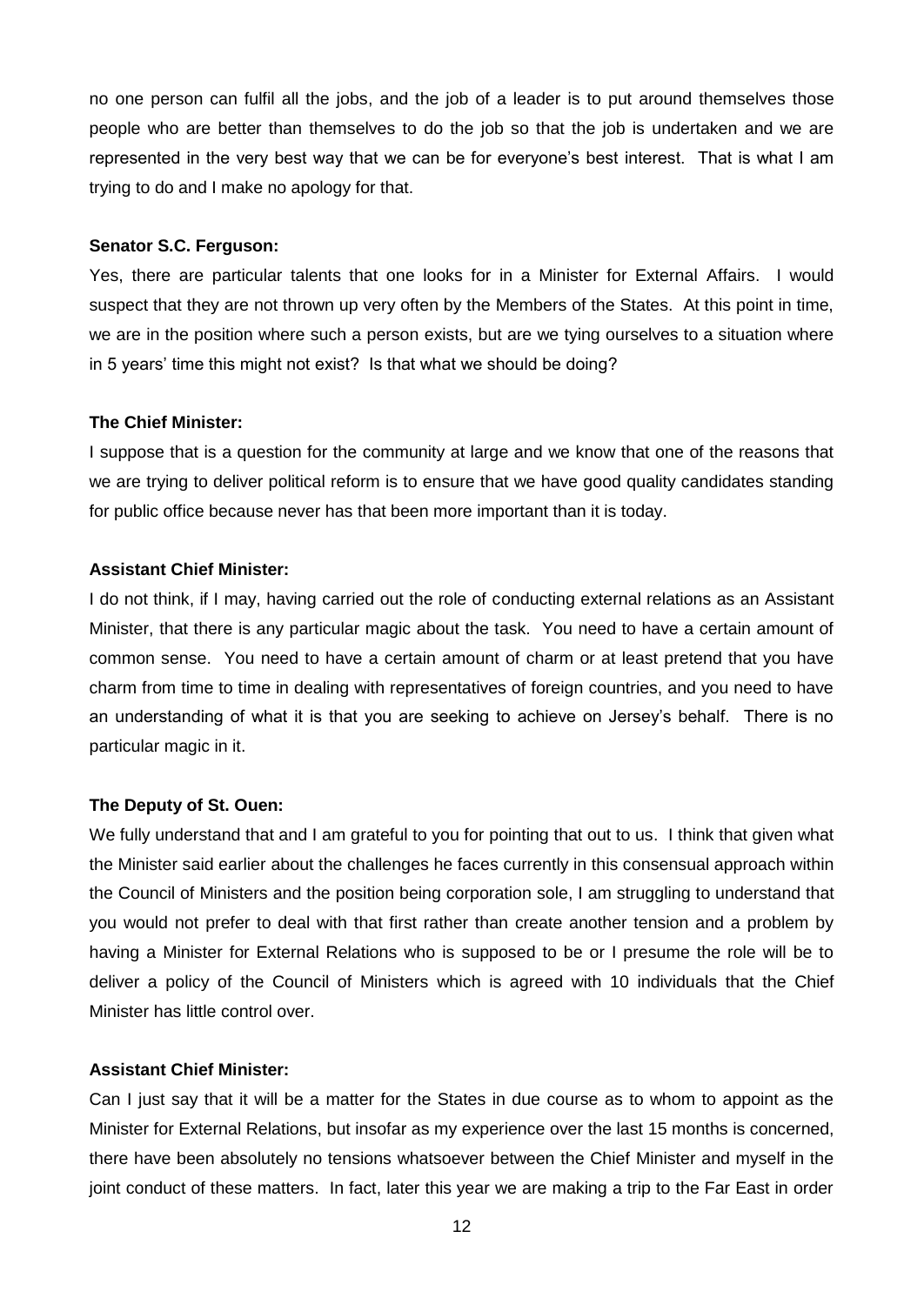no one person can fulfil all the jobs, and the job of a leader is to put around themselves those people who are better than themselves to do the job so that the job is undertaken and we are represented in the very best way that we can be for everyone's best interest. That is what I am trying to do and I make no apology for that.

**Senator S.C. Ferguson:**

Yes, there are particular talents that one looks for in a Minister for External Affairs. I would suspect that they are not thrown up very often by the Members of the States. At this point in time, we are in the position where such a person exists, but are we tying ourselves to a situation where in 5 years' time this might not exist? Is that what we should be doing?

**The Chief Minister:**

I suppose that is a question for the community at large and we know that one of the reasons that we are trying to deliver political reform is to ensure that we have good quality candidates standing for public office because never has that been more important than it is today.

**Assistant Chief Minister:**

I do not think, if I may, having carried out the role of conducting external relations as an Assistant Minister, that there is any particular magic about the task. You need to have a certain amount of common sense. You need to have a certain amount of charm or at least pretend that you have charm from time to time in dealing with representatives of foreign countries, and you need to have an understanding of what it is that you are seeking to achieve on Jersey's behalf. There is no particular magic in it.

**The Deputy of St. Ouen:**

We fully understand that and I am grateful to you for pointing that out to us. I think that given what the Minister said earlier about the challenges he faces currently in this consensual approach within the Council of Ministers and the position being corporation sole, I am struggling to understand that you would not prefer to deal with that first rather than create another tension and a problem by having a Minister for External Relations who is supposed to be or I presume the role will be to deliver a policy of the Council of Ministers which is agreed with 10 individuals that the Chief Minister has little control over.

**Assistant Chief Minister:**

Can I just say that it will be a matter for the States in due course as to whom to appoint as the Minister for External Relations, but insofar as my experience over the last 15 months is concerned, there have been absolutely no tensions whatsoever between the Chief Minister and myself in the joint conduct of these matters. In fact, later this year we are making a trip to the Far East in order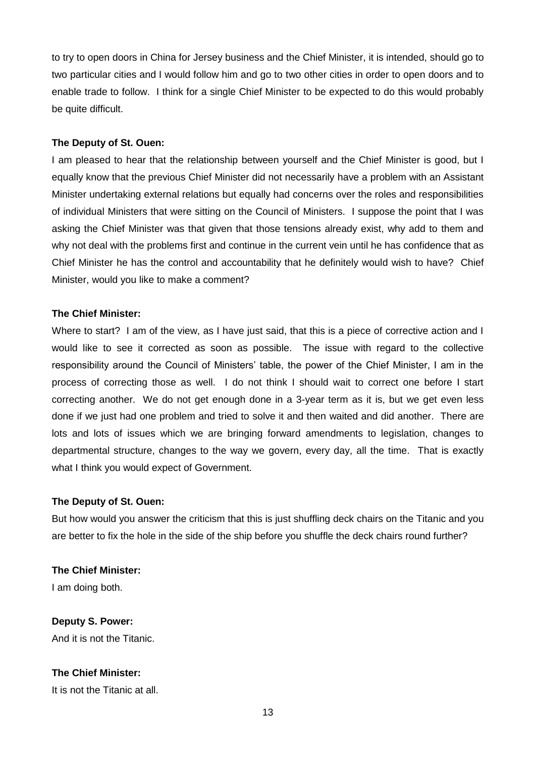to try to open doors in China for Jersey business and the Chief Minister, it is intended, should go to two particular cities and I would follow him and go to two other cities in order to open doors and to enable trade to follow. I think for a single Chief Minister to be expected to do this would probably be quite difficult.

**The Deputy of St. Ouen:**

I am pleased to hear that the relationship between yourself and the Chief Minister is good, but I equally know that the previous Chief Minister did not necessarily have a problem with an Assistant Minister undertaking external relations but equally had concerns over the roles and responsibilities of individual Ministers that were sitting on the Council of Ministers. I suppose the point that I was asking the Chief Minister was that given that those tensions already exist, why add to them and why not deal with the problems first and continue in the current vein until he has confidence that as Chief Minister he has the control and accountability that he definitely would wish to have? Chief Minister, would you like to make a comment?

**The Chief Minister:**

Where to start? I am of the view, as I have just said, that this is a piece of corrective action and I would like to see it corrected as soon as possible. The issue with regard to the collective responsibility around the Council of Ministers' table, the power of the Chief Minister, I am in the process of correcting those as well. I do not think I should wait to correct one before I start correcting another. We do not get enough done in a 3-year term as it is, but we get even less done if we just had one problem and tried to solve it and then waited and did another. There are lots and lots of issues which we are bringing forward amendments to legislation, changes to departmental structure, changes to the way we govern, every day, all the time. That is exactly what I think you would expect of Government.

**The Deputy of St. Ouen:**

But how would you answer the criticism that this is just shuffling deck chairs on the Titanic and you are better to fix the hole in the side of the ship before you shuffle the deck chairs round further?

**The Chief Minister:**

I am doing both.

**Deputy S. Power:**

And it is not the Titanic.

**The Chief Minister:**

It is not the Titanic at all.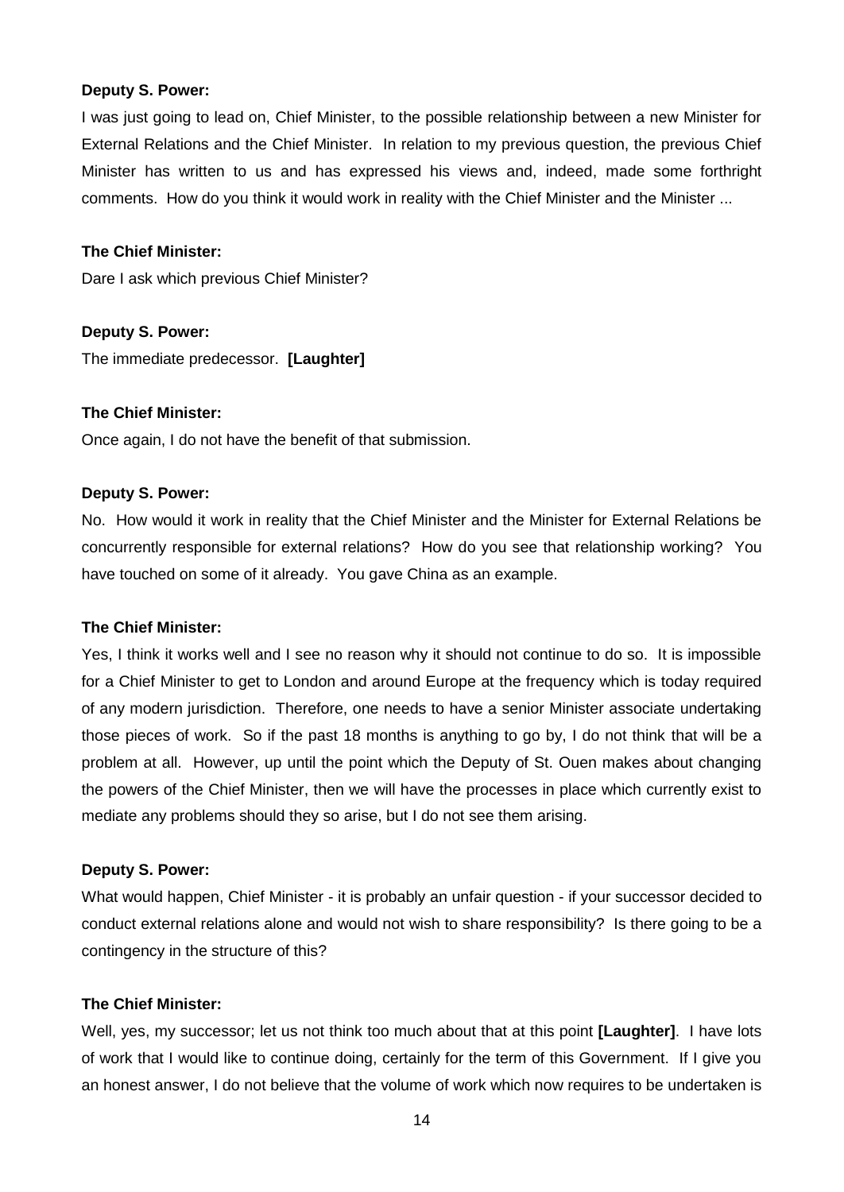**Deputy S. Power:**

I was just going to lead on, Chief Minister, to the possible relationship between a new Minister for External Relations and the Chief Minister. In relation to my previous question, the previous Chief Minister has written to us and has expressed his views and, indeed, made some forthright comments. How do you think it would work in reality with the Chief Minister and the Minister ...

**The Chief Minister:**

Dare I ask which previous Chief Minister?

**Deputy S. Power:**

The immediate predecessor. **[Laughter]**

**The Chief Minister:**

Once again, I do not have the benefit of that submission.

**Deputy S. Power:**

No. How would it work in reality that the Chief Minister and the Minister for External Relations be concurrently responsible for external relations? How do you see that relationship working? You have touched on some of it already. You gave China as an example.

**The Chief Minister:**

Yes, I think it works well and I see no reason why it should not continue to do so. It is impossible for a Chief Minister to get to London and around Europe at the frequency which is today required of any modern jurisdiction. Therefore, one needs to have a senior Minister associate undertaking those pieces of work. So if the past 18 months is anything to go by, I do not think that will be a problem at all. However, up until the point which the Deputy of St. Ouen makes about changing the powers of the Chief Minister, then we will have the processes in place which currently exist to mediate any problems should they so arise, but I do not see them arising.

**Deputy S. Power:**

What would happen, Chief Minister - it is probably an unfair question - if your successor decided to conduct external relations alone and would not wish to share responsibility? Is there going to be a contingency in the structure of this?

**The Chief Minister:**

Well, yes, my successor; let us not think too much about that at this point **[Laughter]**. I have lots of work that I would like to continue doing, certainly for the term of this Government. If I give you an honest answer, I do not believe that the volume of work which now requires to be undertaken is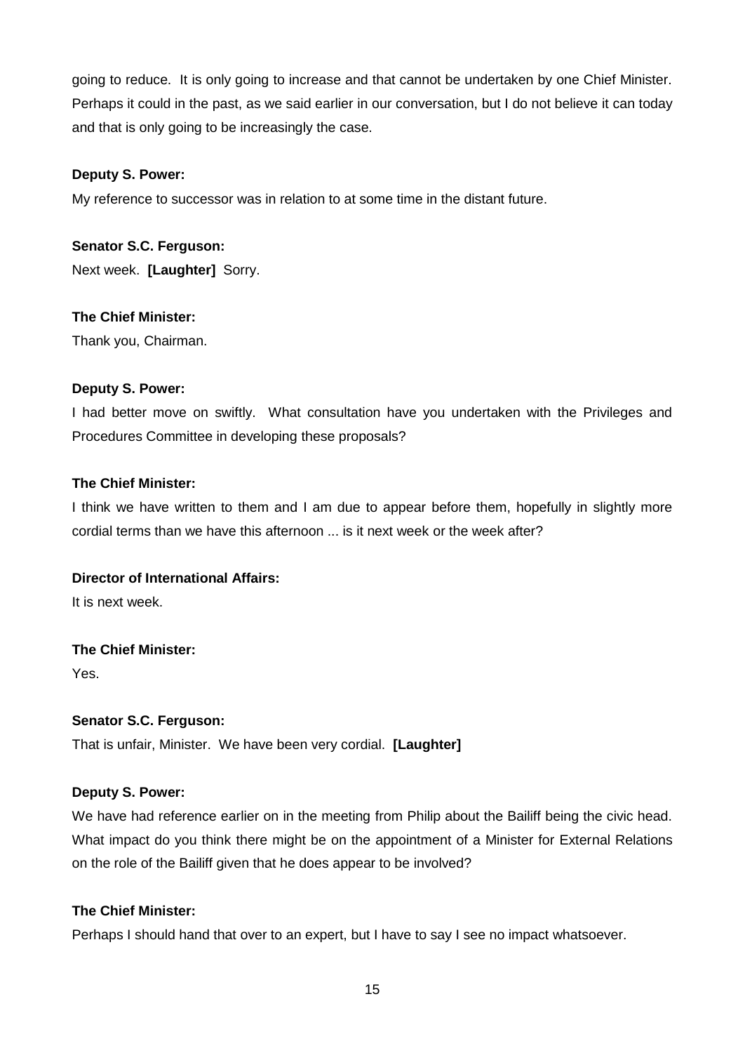going to reduce. It is only going to increase and that cannot be undertaken by one Chief Minister. Perhaps it could in the past, as we said earlier in our conversation, but I do not believe it can today and that is only going to be increasingly the case.

**Deputy S. Power:**

My reference to successor was in relation to at some time in the distant future.

**Senator S.C. Ferguson:**

Next week. **[Laughter]** Sorry.

**The Chief Minister:**

Thank you, Chairman.

**Deputy S. Power:**

I had better move on swiftly. What consultation have you undertaken with the Privileges and Procedures Committee in developing these proposals?

**The Chief Minister:**

I think we have written to them and I am due to appear before them, hopefully in slightly more cordial terms than we have this afternoon ... is it next week or the week after?

**Director of International Affairs:**

It is next week.

**The Chief Minister:**

Yes.

**Senator S.C. Ferguson:**

That is unfair, Minister. We have been very cordial. **[Laughter]**

**Deputy S. Power:**

We have had reference earlier on in the meeting from Philip about the Bailiff being the civic head. What impact do you think there might be on the appointment of a Minister for External Relations on the role of the Bailiff given that he does appear to be involved?

**The Chief Minister:**

Perhaps I should hand that over to an expert, but I have to say I see no impact whatsoever.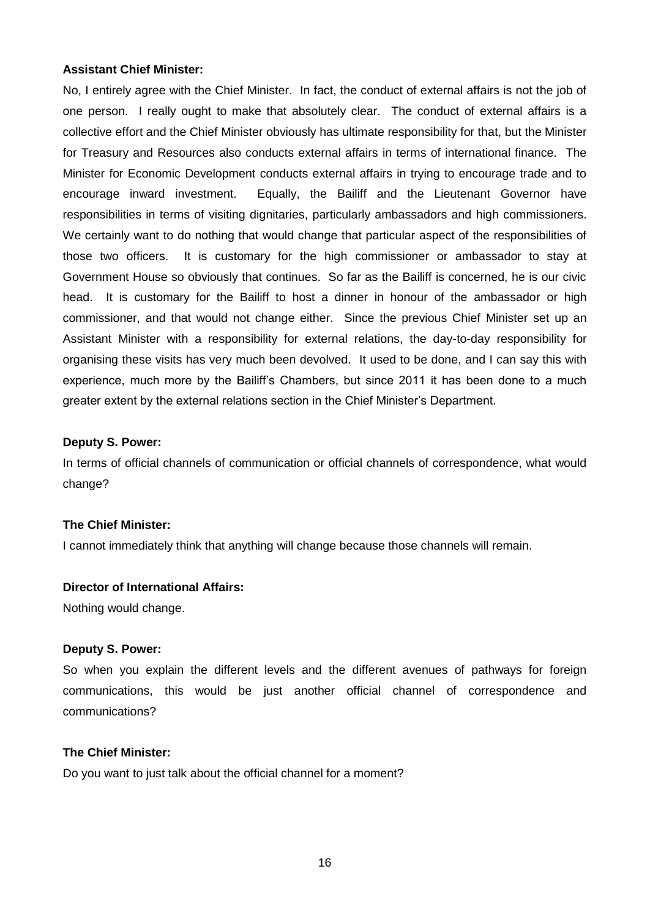**Assistant Chief Minister:**

No, I entirely agree with the Chief Minister. In fact, the conduct of external affairs is not the job of one person. I really ought to make that absolutely clear. The conduct of external affairs is a collective effort and the Chief Minister obviously has ultimate responsibility for that, but the Minister for Treasury and Resources also conducts external affairs in terms of international finance. The Minister for Economic Development conducts external affairs in trying to encourage trade and to encourage inward investment. Equally, the Bailiff and the Lieutenant Governor have responsibilities in terms of visiting dignitaries, particularly ambassadors and high commissioners. We certainly want to do nothing that would change that particular aspect of the responsibilities of those two officers. It is customary for the high commissioner or ambassador to stay at Government House so obviously that continues. So far as the Bailiff is concerned, he is our civic head. It is customary for the Bailiff to host a dinner in honour of the ambassador or high commissioner, and that would not change either. Since the previous Chief Minister set up an Assistant Minister with a responsibility for external relations, the day-to-day responsibility for organising these visits has very much been devolved. It used to be done, and I can say this with experience, much more by the Bailiff's Chambers, but since 2011 it has been done to a much greater extent by the external relations section in the Chief Minister's Department.

**Deputy S. Power:**

In terms of official channels of communication or official channels of correspondence, what would change?

**The Chief Minister:**

I cannot immediately think that anything will change because those channels will remain.

**Director of International Affairs:**

Nothing would change.

**Deputy S. Power:**

So when you explain the different levels and the different avenues of pathways for foreign communications, this would be just another official channel of correspondence and communications?

**The Chief Minister:**

Do you want to just talk about the official channel for a moment?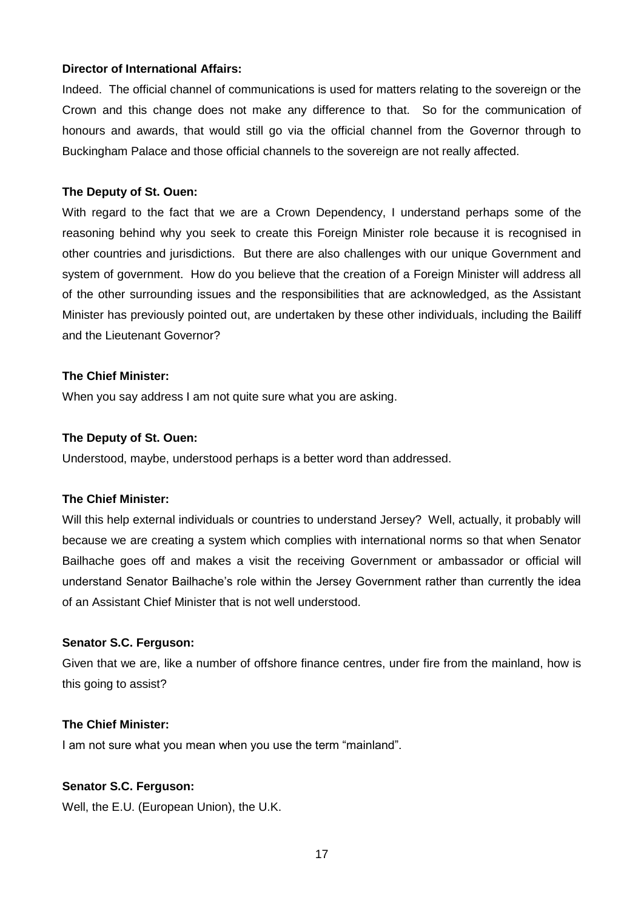**Director of International Affairs:**

Indeed. The official channel of communications is used for matters relating to the sovereign or the Crown and this change does not make any difference to that. So for the communication of honours and awards, that would still go via the official channel from the Governor through to Buckingham Palace and those official channels to the sovereign are not really affected.

**The Deputy of St. Ouen:**

With regard to the fact that we are a Crown Dependency, I understand perhaps some of the reasoning behind why you seek to create this Foreign Minister role because it is recognised in other countries and jurisdictions. But there are also challenges with our unique Government and system of government. How do you believe that the creation of a Foreign Minister will address all of the other surrounding issues and the responsibilities that are acknowledged, as the Assistant Minister has previously pointed out, are undertaken by these other individuals, including the Bailiff and the Lieutenant Governor?

**The Chief Minister:**

When you say address I am not quite sure what you are asking.

**The Deputy of St. Ouen:**

Understood, maybe, understood perhaps is a better word than addressed.

**The Chief Minister:**

Will this help external individuals or countries to understand Jersey? Well, actually, it probably will because we are creating a system which complies with international norms so that when Senator Bailhache goes off and makes a visit the receiving Government or ambassador or official will understand Senator Bailhache's role within the Jersey Government rather than currently the idea of an Assistant Chief Minister that is not well understood.

**Senator S.C. Ferguson:**

Given that we are, like a number of offshore finance centres, under fire from the mainland, how is this going to assist?

**The Chief Minister:**

I am not sure what you mean when you use the term "mainland".

**Senator S.C. Ferguson:**

Well, the E.U. (European Union), the U.K.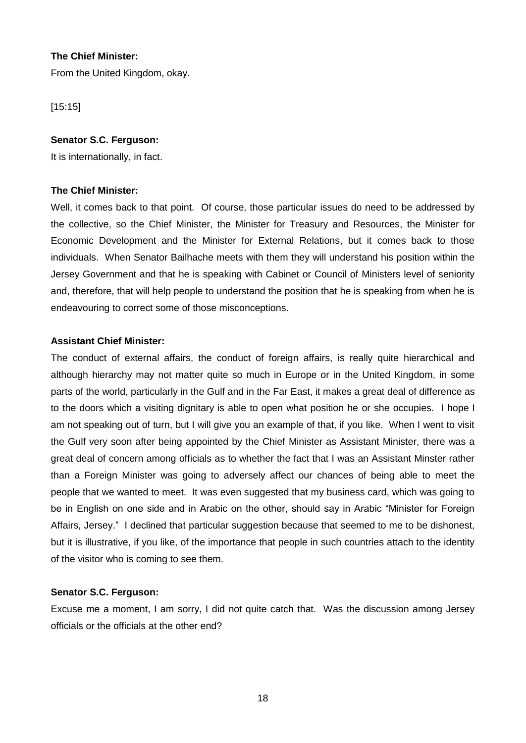**The Chief Minister:**

From the United Kingdom, okay.

[15:15]

**Senator S.C. Ferguson:**

It is internationally, in fact.

**The Chief Minister:**

Well, it comes back to that point. Of course, those particular issues do need to be addressed by the collective, so the Chief Minister, the Minister for Treasury and Resources, the Minister for Economic Development and the Minister for External Relations, but it comes back to those individuals. When Senator Bailhache meets with them they will understand his position within the Jersey Government and that he is speaking with Cabinet or Council of Ministers level of seniority and, therefore, that will help people to understand the position that he is speaking from when he is endeavouring to correct some of those misconceptions.

**Assistant Chief Minister:**

The conduct of external affairs, the conduct of foreign affairs, is really quite hierarchical and although hierarchy may not matter quite so much in Europe or in the United Kingdom, in some parts of the world, particularly in the Gulf and in the Far East, it makes a great deal of difference as to the doors which a visiting dignitary is able to open what position he or she occupies. I hope I am not speaking out of turn, but I will give you an example of that, if you like. When I went to visit the Gulf very soon after being appointed by the Chief Minister as Assistant Minister, there was a great deal of concern among officials as to whether the fact that I was an Assistant Minster rather than a Foreign Minister was going to adversely affect our chances of being able to meet the people that we wanted to meet. It was even suggested that my business card, which was going to be in English on one side and in Arabic on the other, should say in Arabic "Minister for Foreign Affairs, Jersey." I declined that particular suggestion because that seemed to me to be dishonest, but it is illustrative, if you like, of the importance that people in such countries attach to the identity of the visitor who is coming to see them.

**Senator S.C. Ferguson:**

Excuse me a moment, I am sorry, I did not quite catch that. Was the discussion among Jersey officials or the officials at the other end?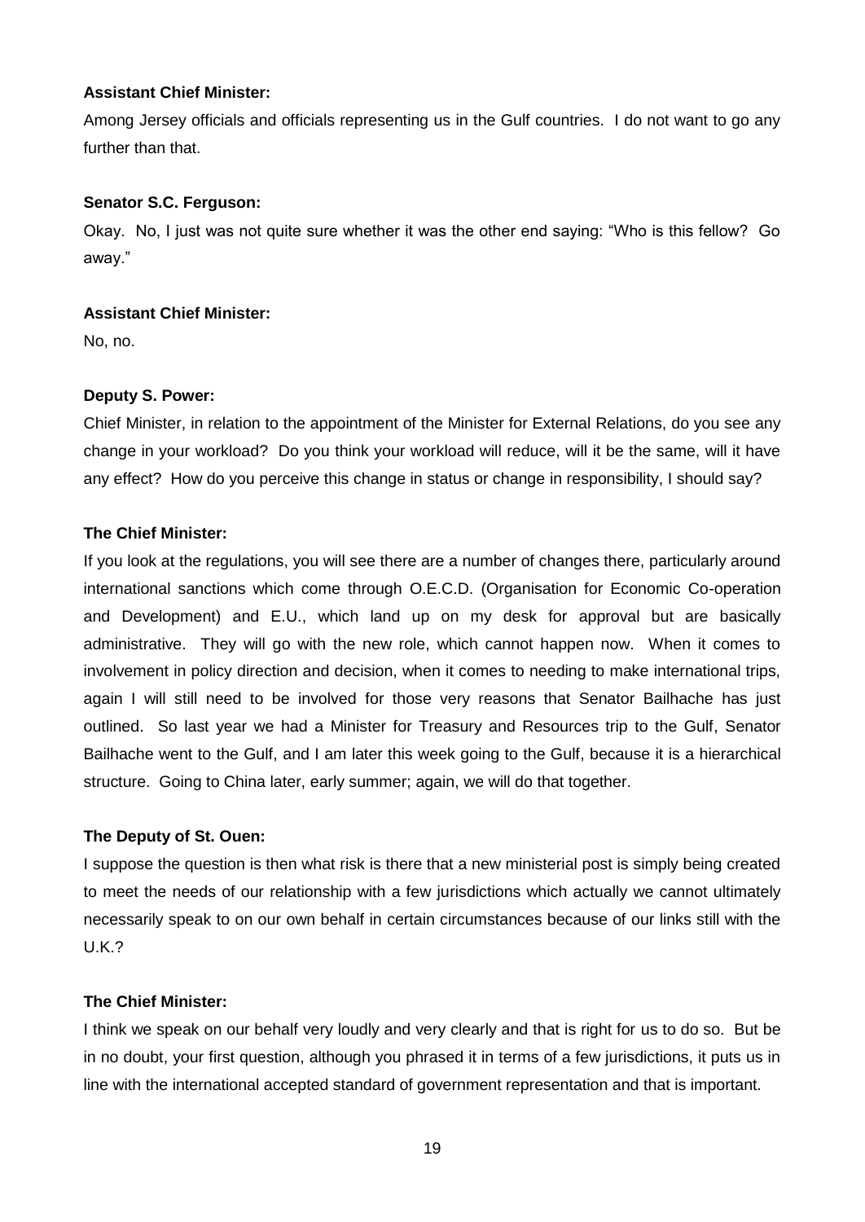**Assistant Chief Minister:**

Among Jersey officials and officials representing us in the Gulf countries. I do not want to go any further than that.

**Senator S.C. Ferguson:**

Okay. No, I just was not quite sure whether it was the other end saying: "Who is this fellow? Go away."

**Assistant Chief Minister:**

No, no.

**Deputy S. Power:**

Chief Minister, in relation to the appointment of the Minister for External Relations, do you see any change in your workload? Do you think your workload will reduce, will it be the same, will it have any effect? How do you perceive this change in status or change in responsibility, I should say?

**The Chief Minister:**

If you look at the regulations, you will see there are a number of changes there, particularly around international sanctions which come through O.E.C.D. (Organisation for Economic Co-operation and Development) and E.U., which land up on my desk for approval but are basically administrative. They will go with the new role, which cannot happen now. When it comes to involvement in policy direction and decision, when it comes to needing to make international trips, again I will still need to be involved for those very reasons that Senator Bailhache has just outlined. So last year we had a Minister for Treasury and Resources trip to the Gulf, Senator Bailhache went to the Gulf, and I am later this week going to the Gulf, because it is a hierarchical structure. Going to China later, early summer; again, we will do that together.

**The Deputy of St. Ouen:**

I suppose the question is then what risk is there that a new ministerial post is simply being created to meet the needs of our relationship with a few jurisdictions which actually we cannot ultimately necessarily speak to on our own behalf in certain circumstances because of our links still with the U.K.?

**The Chief Minister:**

I think we speak on our behalf very loudly and very clearly and that is right for us to do so. But be in no doubt, your first question, although you phrased it in terms of a few jurisdictions, it puts us in line with the international accepted standard of government representation and that is important.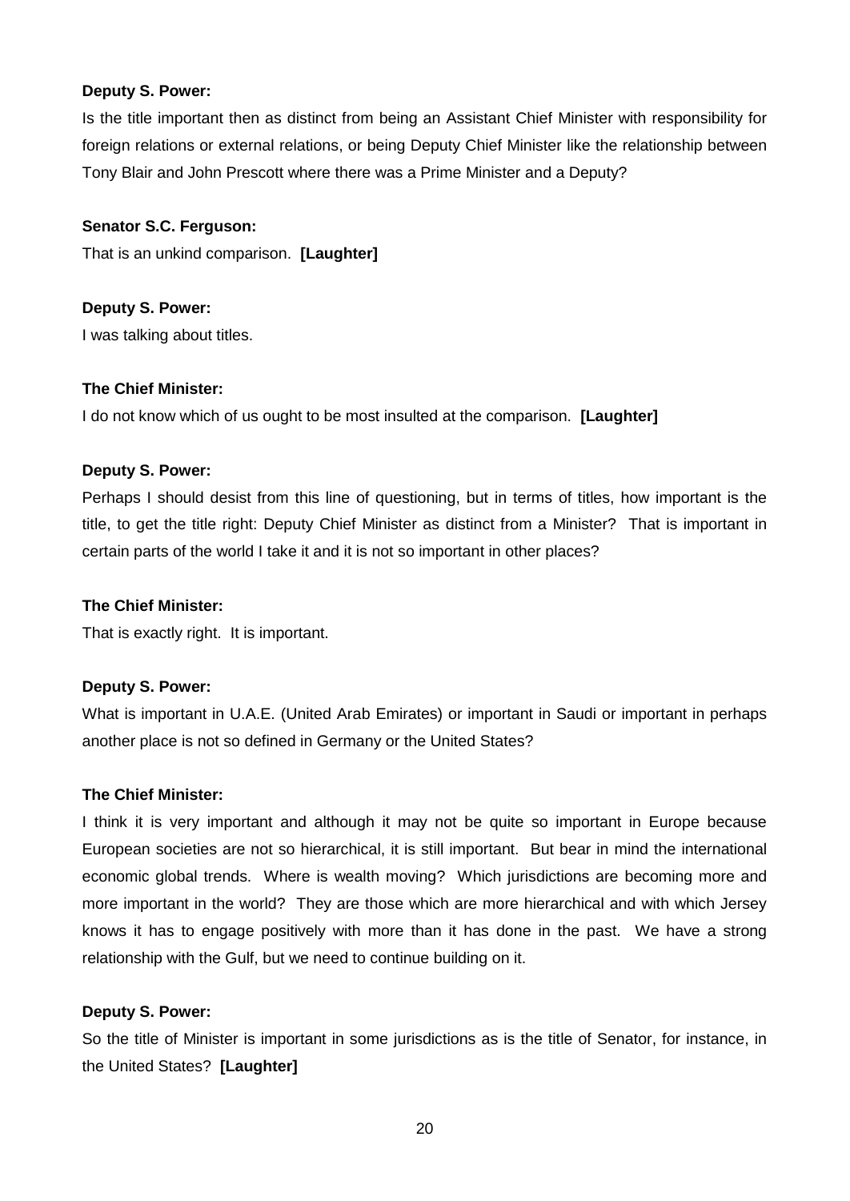**Deputy S. Power:**

Is the title important then as distinct from being an Assistant Chief Minister with responsibility for foreign relations or external relations, or being Deputy Chief Minister like the relationship between Tony Blair and John Prescott where there was a Prime Minister and a Deputy?

**Senator S.C. Ferguson:**

That is an unkind comparison. **[Laughter]**

**Deputy S. Power:**

I was talking about titles.

**The Chief Minister:**

I do not know which of us ought to be most insulted at the comparison. **[Laughter]**

**Deputy S. Power:**

Perhaps I should desist from this line of questioning, but in terms of titles, how important is the title, to get the title right: Deputy Chief Minister as distinct from a Minister? That is important in certain parts of the world I take it and it is not so important in other places?

**The Chief Minister:**

That is exactly right. It is important.

**Deputy S. Power:**

What is important in U.A.E. (United Arab Emirates) or important in Saudi or important in perhaps another place is not so defined in Germany or the United States?

**The Chief Minister:**

I think it is very important and although it may not be quite so important in Europe because European societies are not so hierarchical, it is still important. But bear in mind the international economic global trends. Where is wealth moving? Which jurisdictions are becoming more and more important in the world? They are those which are more hierarchical and with which Jersey knows it has to engage positively with more than it has done in the past. We have a strong relationship with the Gulf, but we need to continue building on it.

**Deputy S. Power:**

So the title of Minister is important in some jurisdictions as is the title of Senator, for instance, in the United States? **[Laughter]**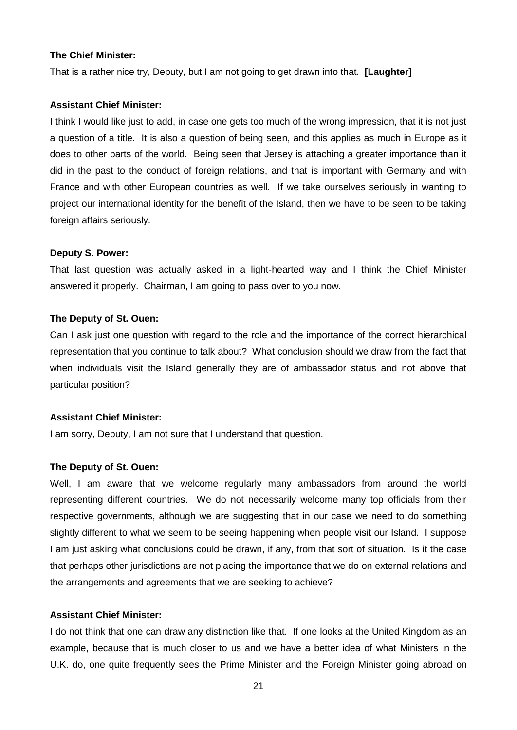**The Chief Minister:**

That is a rather nice try, Deputy, but I am not going to get drawn into that. **[Laughter]**

**Assistant Chief Minister:**

I think I would like just to add, in case one gets too much of the wrong impression, that it is not just a question of a title. It is also a question of being seen, and this applies as much in Europe as it does to other parts of the world. Being seen that Jersey is attaching a greater importance than it did in the past to the conduct of foreign relations, and that is important with Germany and with France and with other European countries as well. If we take ourselves seriously in wanting to project our international identity for the benefit of the Island, then we have to be seen to be taking foreign affairs seriously.

**Deputy S. Power:**

That last question was actually asked in a light-hearted way and I think the Chief Minister answered it properly. Chairman, I am going to pass over to you now.

**The Deputy of St. Ouen:**

Can I ask just one question with regard to the role and the importance of the correct hierarchical representation that you continue to talk about? What conclusion should we draw from the fact that when individuals visit the Island generally they are of ambassador status and not above that particular position?

**Assistant Chief Minister:**

I am sorry, Deputy, I am not sure that I understand that question.

**The Deputy of St. Ouen:**

Well, I am aware that we welcome regularly many ambassadors from around the world representing different countries. We do not necessarily welcome many top officials from their respective governments, although we are suggesting that in our case we need to do something slightly different to what we seem to be seeing happening when people visit our Island. I suppose I am just asking what conclusions could be drawn, if any, from that sort of situation. Is it the case that perhaps other jurisdictions are not placing the importance that we do on external relations and the arrangements and agreements that we are seeking to achieve?

**Assistant Chief Minister:**

I do not think that one can draw any distinction like that. If one looks at the United Kingdom as an example, because that is much closer to us and we have a better idea of what Ministers in the U.K. do, one quite frequently sees the Prime Minister and the Foreign Minister going abroad on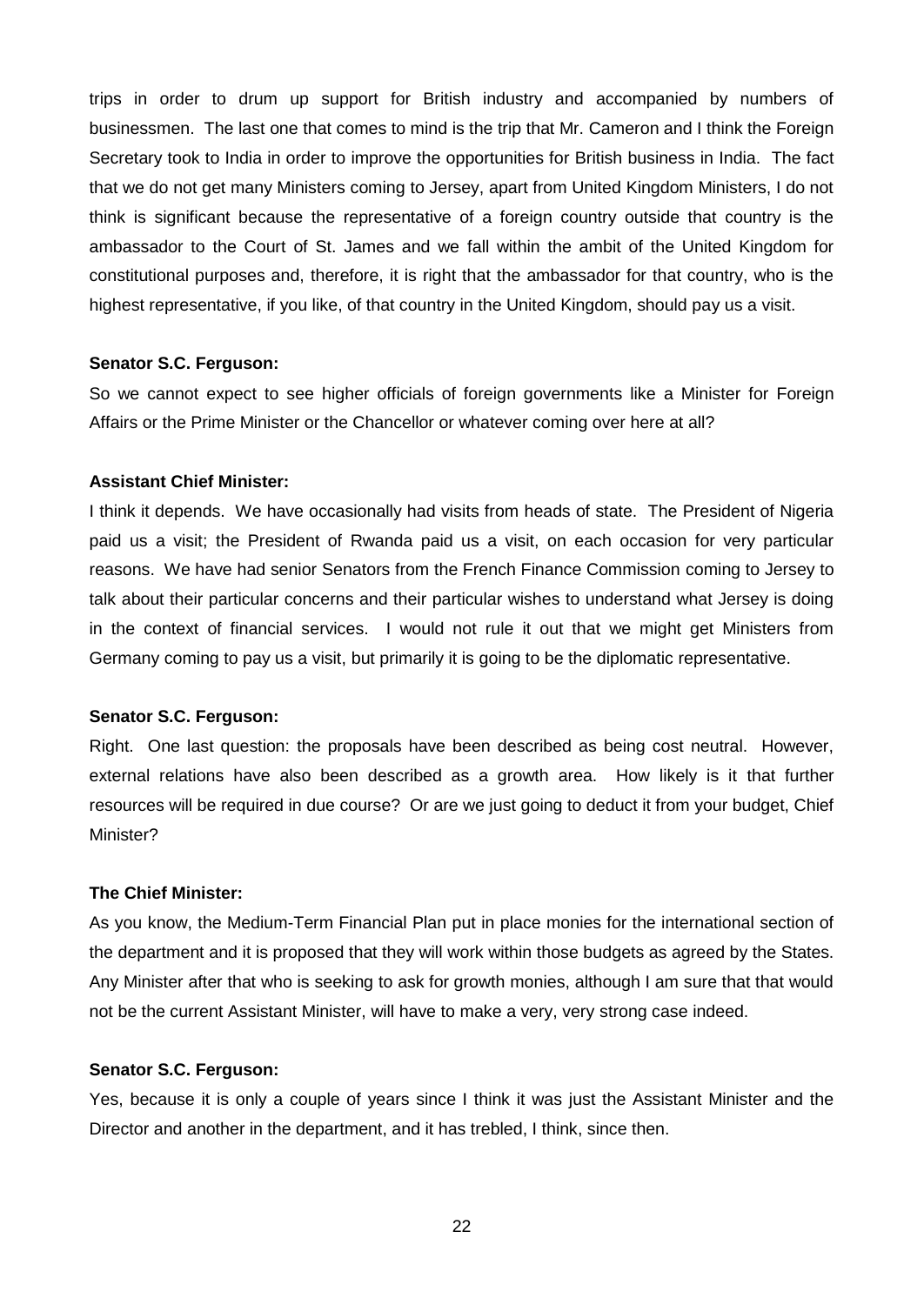trips in order to drum up support for British industry and accompanied by numbers of businessmen. The last one that comes to mind is the trip that Mr. Cameron and I think the Foreign Secretary took to India in order to improve the opportunities for British business in India. The fact that we do not get many Ministers coming to Jersey, apart from United Kingdom Ministers, I do not think is significant because the representative of a foreign country outside that country is the ambassador to the Court of St. James and we fall within the ambit of the United Kingdom for constitutional purposes and, therefore, it is right that the ambassador for that country, who is the highest representative, if you like, of that country in the United Kingdom, should pay us a visit.

**Senator S.C. Ferguson:**

So we cannot expect to see higher officials of foreign governments like a Minister for Foreign Affairs or the Prime Minister or the Chancellor or whatever coming over here at all?

**Assistant Chief Minister:**

I think it depends. We have occasionally had visits from heads of state. The President of Nigeria paid us a visit; the President of Rwanda paid us a visit, on each occasion for very particular reasons. We have had senior Senators from the French Finance Commission coming to Jersey to talk about their particular concerns and their particular wishes to understand what Jersey is doing in the context of financial services. I would not rule it out that we might get Ministers from Germany coming to pay us a visit, but primarily it is going to be the diplomatic representative.

**Senator S.C. Ferguson:**

Right. One last question: the proposals have been described as being cost neutral. However, external relations have also been described as a growth area. How likely is it that further resources will be required in due course? Or are we just going to deduct it from your budget, Chief Minister?

**The Chief Minister:**

As you know, the Medium-Term Financial Plan put in place monies for the international section of the department and it is proposed that they will work within those budgets as agreed by the States. Any Minister after that who is seeking to ask for growth monies, although I am sure that that would not be the current Assistant Minister, will have to make a very, very strong case indeed.

**Senator S.C. Ferguson:**

Yes, because it is only a couple of years since I think it was just the Assistant Minister and the Director and another in the department, and it has trebled, I think, since then.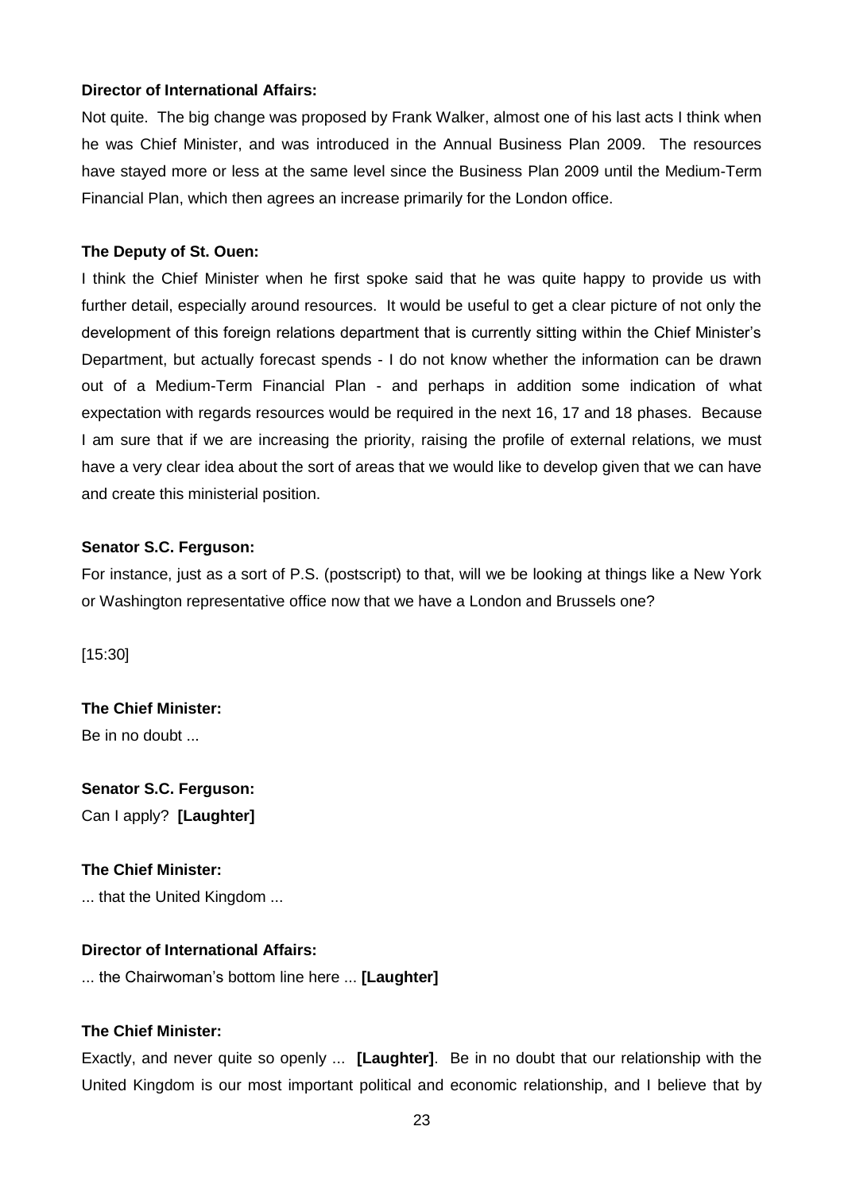**Director of International Affairs:**

Not quite. The big change was proposed by Frank Walker, almost one of his last acts I think when he was Chief Minister, and was introduced in the Annual Business Plan 2009. The resources have stayed more or less at the same level since the Business Plan 2009 until the Medium-Term Financial Plan, which then agrees an increase primarily for the London office.

**The Deputy of St. Ouen:**

I think the Chief Minister when he first spoke said that he was quite happy to provide us with further detail, especially around resources. It would be useful to get a clear picture of not only the development of this foreign relations department that is currently sitting within the Chief Minister's Department, but actually forecast spends - I do not know whether the information can be drawn out of a Medium-Term Financial Plan - and perhaps in addition some indication of what expectation with regards resources would be required in the next 16, 17 and 18 phases. Because I am sure that if we are increasing the priority, raising the profile of external relations, we must have a very clear idea about the sort of areas that we would like to develop given that we can have and create this ministerial position.

**Senator S.C. Ferguson:**

For instance, just as a sort of P.S. (postscript) to that, will we be looking at things like a New York or Washington representative office now that we have a London and Brussels one?

[15:30]

**The Chief Minister:**

Be in no doubt ...

**Senator S.C. Ferguson:**

Can I apply? **[Laughter]**

**The Chief Minister:**

... that the United Kingdom ...

**Director of International Affairs:**

... the Chairwoman's bottom line here ... **[Laughter]**

**The Chief Minister:**

Exactly, and never quite so openly ... **[Laughter]**. Be in no doubt that our relationship with the United Kingdom is our most important political and economic relationship, and I believe that by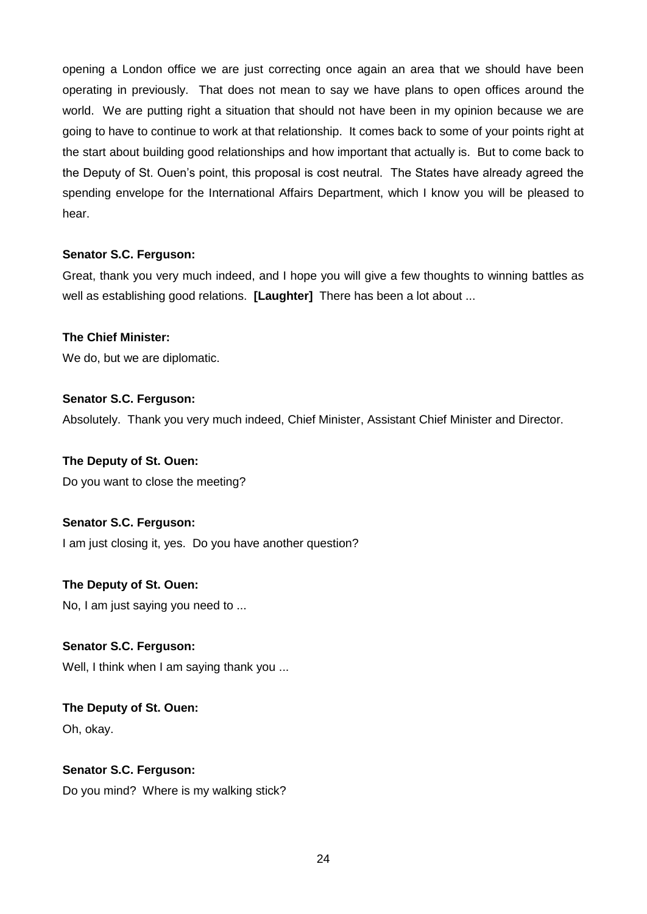opening a London office we are just correcting once again an area that we should have been operating in previously. That does not mean to say we have plans to open offices around the world. We are putting right a situation that should not have been in my opinion because we are going to have to continue to work at that relationship. It comes back to some of your points right at the start about building good relationships and how important that actually is. But to come back to the Deputy of St. Ouen's point, this proposal is cost neutral. The States have already agreed the spending envelope for the International Affairs Department, which I know you will be pleased to hear.

**Senator S.C. Ferguson:**

Great, thank you very much indeed, and I hope you will give a few thoughts to winning battles as well as establishing good relations. **[Laughter]** There has been a lot about ...

**The Chief Minister:**

We do, but we are diplomatic.

**Senator S.C. Ferguson:**

Absolutely. Thank you very much indeed, Chief Minister, Assistant Chief Minister and Director.

**The Deputy of St. Ouen:**

Do you want to close the meeting?

**Senator S.C. Ferguson:**

I am just closing it, yes. Do you have another question?

**The Deputy of St. Ouen:**

No, I am just saying you need to ...

**Senator S.C. Ferguson:**

Well, I think when I am saying thank you ...

**The Deputy of St. Ouen:**

Oh, okay.

**Senator S.C. Ferguson:**

Do you mind? Where is my walking stick?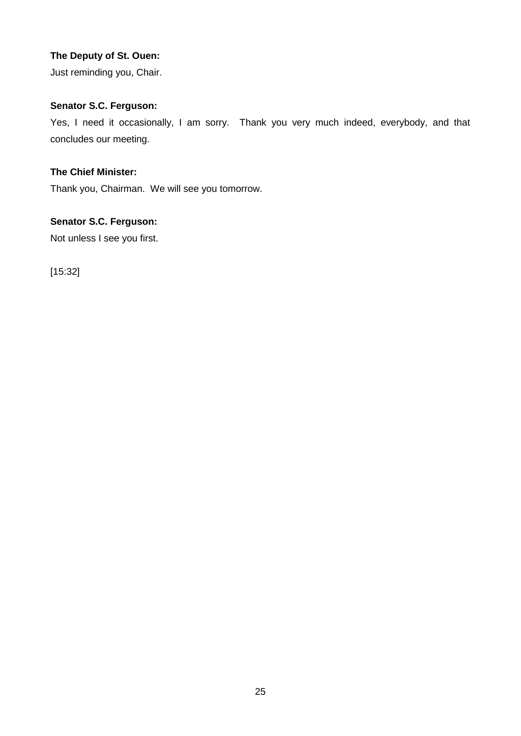**The Deputy of St. Ouen:**

Just reminding you, Chair.

**Senator S.C. Ferguson:**

Yes, I need it occasionally, I am sorry. Thank you very much indeed, everybody, and that concludes our meeting.

**The Chief Minister:**

Thank you, Chairman. We will see you tomorrow.

**Senator S.C. Ferguson:**

Not unless I see you first.

[15:32]